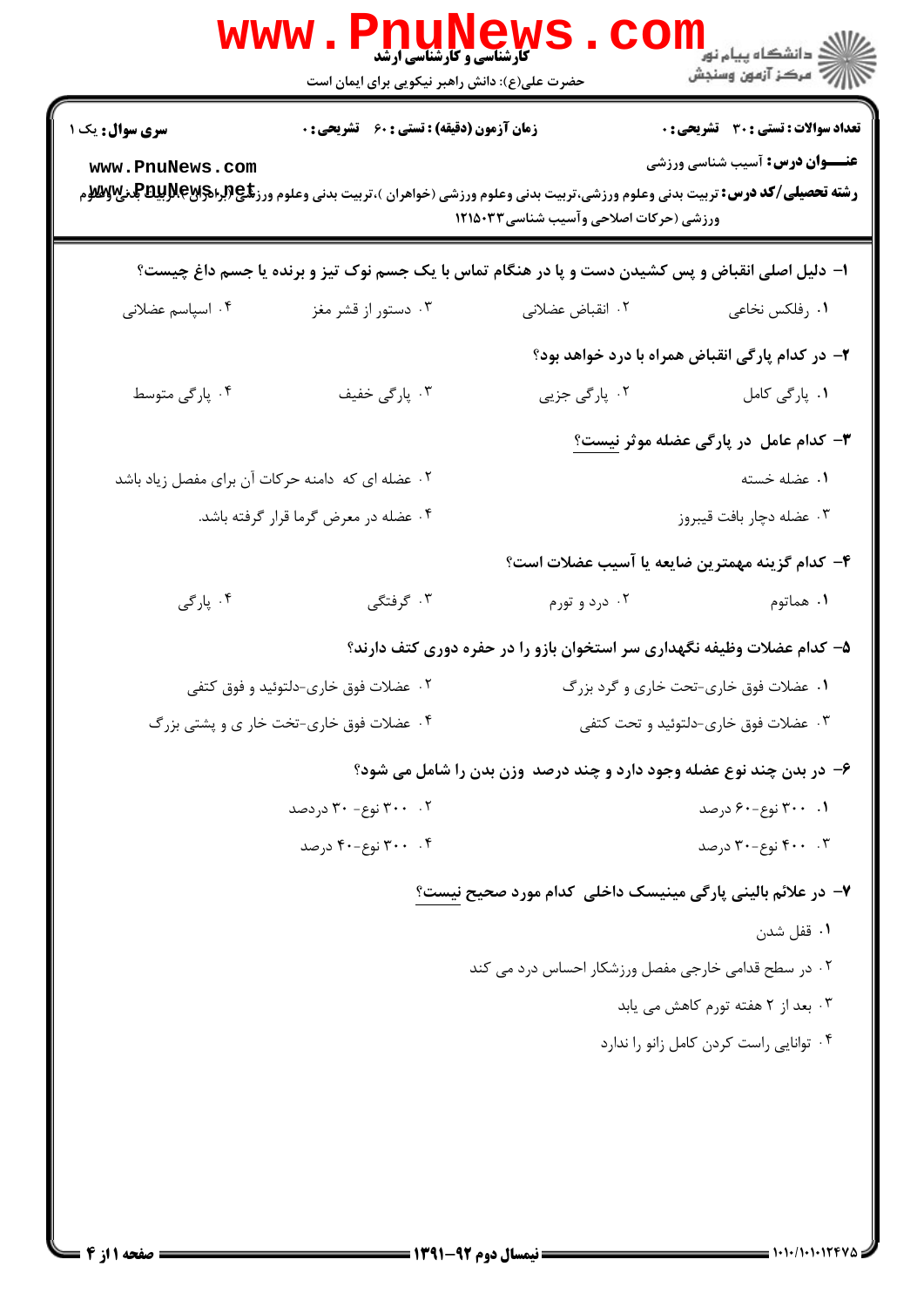کارشناسی و کارشناسی ارشد

حضرت علی(ع): دانش راهبر نیکویی برای ایمان است

دانشگاه پیام نور
مرکز آزمون وسنجش

**سری سوال:** یک ۱ | **زمان آزمون (دقیقه) : تستی : ۶۰ تشریحی : ۰** | **تعداد سوالات : تستی : ۳۰ تشریحی : ۰**

**عنـــوان درس:** آسیب شناسی ورزشی

**رشته تحصیلی/کد درس:** تربیت بدنی وعلوم ورزشی،تربیت بدنی وعلوم ورزشی (خواهران )،تربیت بدنی وعلوم ورزشی (برادران)،تربیت بدنی وعلوم ورزشی (حرکات اصلاحی وآسیب شناسی۱۲۱۵۰۳۳

۱- دلیل اصلی انقباض و پس کشیدن دست و پا در هنگام تماس با یک جسم نوک تیز و برنده یا جسم داغ چیست؟

۱. رفلکس نخاعی
۲. انقباض عضلانی
۳. دستور از قشر مغز
۴. اسپاسم عضلانی

۲- در کدام پارگی انقباض همراه با درد خواهد بود؟

۱. پارگی کامل
۲. پارگی جزیی
۳. پارگی خفیف
۴. پارگی متوسط

۳- کدام عامل در پارگی عضله موثر نیست؟

۱. عضله خسته
۲. عضله ای که دامنه حرکات آن برای مفصل زیاد باشد
۳. عضله دچار بافت فیبروز
۴. عضله در معرض گرما قرار گرفته باشد.

۴- کدام گزینه مهمترین ضایعه یا آسیب عضلات است؟

۱. هماتوم
۲. درد و تورم
۳. گرفتگی
۴. پارگی

۵- کدام عضلات وظیفه نگهداری سر استخوان بازو را در حفره دوری کتف دارند؟

۱. عضلات فوق خاری-تحت خاری و گرد بزرگ
۲. عضلات فوق خاری-دلتوئید و فوق کتفی
۳. عضلات فوق خاری-دلتوئید و تحت کتفی
۴. عضلات فوق خاری-تحت خار ی و پشتی بزرگ

۶- در بدن چند نوع عضله وجود دارد و چند درصد وزن بدن را شامل می شود؟

۱. ۳۰۰ نوع-۶۰ درصد
۲. ۳۰۰ نوع- ۳۰ درصد
۳. ۴۰۰ نوع-۳۰ درصد
۴. ۳۰۰ نوع-۴۰ درصد

۷- در علائم بالینی پارگی مینیسک داخلی کدام مورد صحیح نیست؟

۱. قفل شدن
۲. در سطح قدامی خارجی مفصل ورزشکار احساس درد می کند
۳. بعد از ۲ هفته تورم کاهش می یابد
۴. توانایی راست کردن کامل زانو را ندارد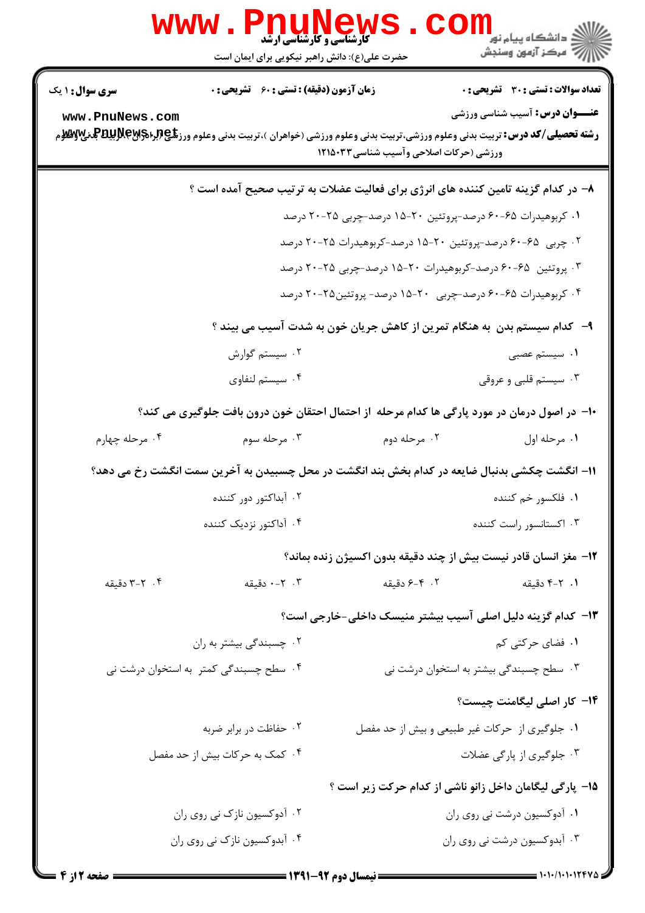**تعداد سوالات : تستی : ۳۰ تشریحی : ۰** | **زمان آزمون (دقیقه) : تستی : ۶۰ تشریحی : ۰** | **سری سوال : ۱ یک**

**عنـــوان درس:** آسیب شناسی ورزشی

**رشته تحصیلی/کد درس:** تربیت بدنی وعلوم ورزشی،تربیت بدنی وعلوم ورزشی (خواهران )،تربیت بدنی وعلوم ورزشی (برادران )،تربیت بدنی وعلوم ورزشی (حرکات اصلاحی وآسیب شناسی۱۲۱۵۰۳۳

**۸- در کدام گزینه تامین کننده های انرژی برای فعالیت عضلات به ترتیب صحیح آمده است ؟**

۱. کربوهیدرات ۶۵-۶۰ درصد-پروتئین ۲۰-۱۵ درصد-چربی ۲۵-۲۰ درصد

۲. چربی ۶۵-۶۰ درصد-پروتئین ۲۰-۱۵ درصد-کربوهیدرات ۲۵-۲۰ درصد

۳. پروتئین ۶۵-۶۰ درصد-کربوهیدرات ۲۰-۱۵ درصد-چربی ۲۵-۲۰ درصد

۴. کربوهیدرات ۶۵-۶۰ درصد-چربی ۲۰-۱۵ درصد- پروتئین۲۵-۲۰ درصد

**۹- کدام سیستم بدن به هنگام تمرین از کاهش جریان خون به شدت آسیب می بیند ؟**

۱. سیستم عصبی

۲. سیستم گوارش

۳. سیستم قلبی و عروقی

۴. سیستم لنفاوی

**۱۰- در اصول درمان در مورد پارگی ها کدام مرحله از احتمال احتقان خون درون بافت جلوگیری می کند؟**

۱. مرحله اول

۲. مرحله دوم

۳. مرحله سوم

۴. مرحله چهارم

**۱۱- انگشت چکشی بدنبال ضایعه در کدام بخش بند انگشت در محل چسبیدن به آخرین سمت انگشت رخ می دهد؟**

۱. فلکسور خم کننده

۲. آبداکتور دور کننده

۳. اکستانسور راست کننده

۴. اداکتور نزدیک کننده

**۱۲- مغز انسان قادر نیست بیش از چند دقیقه بدون اکسیژن زنده بماند؟**

۱. ۴-۲ دقیقه

۲. ۶-۴ دقیقه

۳. ۲-۰ دقیقه

۴. ۳-۲ دقیقه

**۱۳- کدام گزینه دلیل اصلی آسیب بیشتر منیسک داخلی-خارجی است؟**

۱. فضای حرکتی کم

۲. چسبندگی بیشتر به ران

۳. سطح چسبندگی بیشتر به استخوان درشت نی

۴. سطح چسبندگی کمتر به استخوان درشت نی

**۱۴- کار اصلی لیگامنت چیست؟**

۱. جلوگیری از حرکات غیر طبیعی و بیش از حد مفصل

۲. حفاظت در برابر ضربه

۳. جلوگیری از پارگی عضلات

۴. کمک به حرکات بیش از حد مفصل

**۱۵- پارگی لیگامان داخل زانو ناشی از کدام حرکت زیر است ؟**

۱. آدوکسیون درشت نی روی ران

۲. آدوکسیون نازک نی روی ران

۳. آبدوکسیون درشت نی روی ران

۴. آبدوکسیون نازک نی روی ران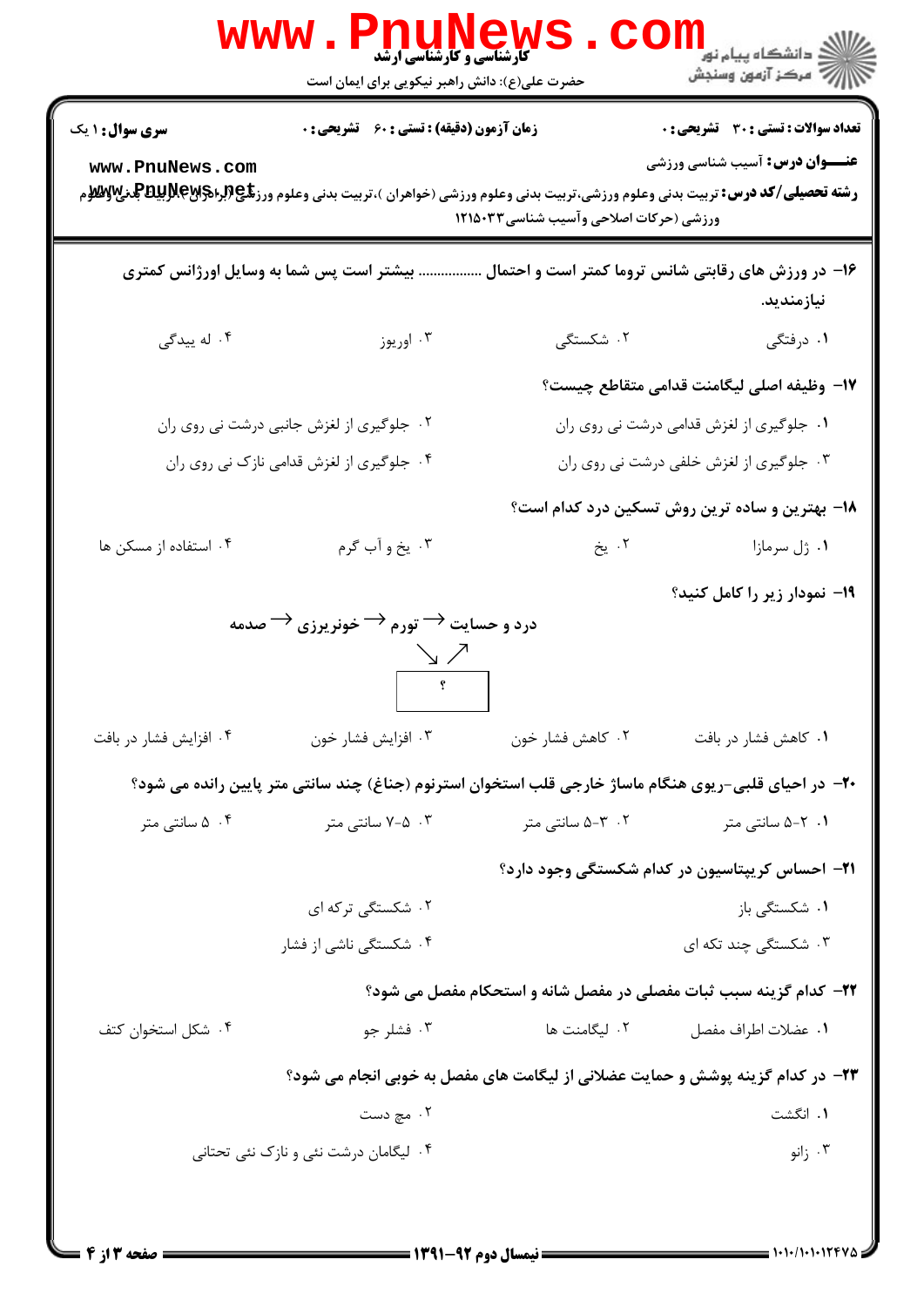**۱۶- در ورزش های رقابتی شانس تروما کمتر است و احتمال ................ بیشتر است پس شما به وسایل اورژانس کمتری نیازمندید.**

۱. درفتگی ۲. شکستگی ۳. اوریوز ۴. له بیدگی

**۱۷- وظیفه اصلی لیگامنت قدامی متقاطع چیست؟**

۱. جلوگیری از لغزش قدامی درشت نی روی ران

۲. جلوگیری از لغزش جانبی درشت نی روی ران

۳. جلوگیری از لغزش خلفی درشت نی روی ران

۴. جلوگیری از لغزش قدامی نازک نی روی ران

**۱۸- بهترین و ساده ترین روش تسکین درد کدام است؟**

۱. ژل سرمازا ۲. یخ ۳. یخ و آب گرم ۴. استفاده از مسکن ها

**۱۹- نمودار زیر را کامل کنید؟**

درد و حساسیت ← تورم ← خونریزی ← صدمه

؟

۱. کاهش فشار در بافت ۲. کاهش فشار خون ۳. افزایش فشار خون ۴. افزایش فشار در بافت

**۲۰- در احیای قلبی-ریوی هنگام ماساژ خارجی قلب استخوان استرنوم (جناغ) چند سانتی متر پایین رانده می شود؟**

۱. ۲-۵ سانتی متر ۲. ۳-۵ سانتی متر ۳. ۵-۷ سانتی متر ۴. ۵ سانتی متر

**۲۱- احساس کریپتاسیون در کدام شکستگی وجود دارد؟**

۱. شکستگی باز

۲. شکستگی ترکه ای

۳. شکستگی چند تکه ای

۴. شکستگی ناشی از فشار

**۲۲- کدام گزینه سبب ثبات مفصلی در مفصل شانه و استحکام مفصل می شود؟**

۱. عضلات اطراف مفصل ۲. لیگامنت ها ۳. فشلر جو ۴. شکل استخوان کتف

**۲۳- در کدام گزینه پوشش و حمایت عضلانی از لیگامت های مفصل به خوبی انجام می شود؟**

۱. انگشت

۲. مچ دست

۳. زانو

۴. لیگامان درشت نئی و نازک نئی تحتانی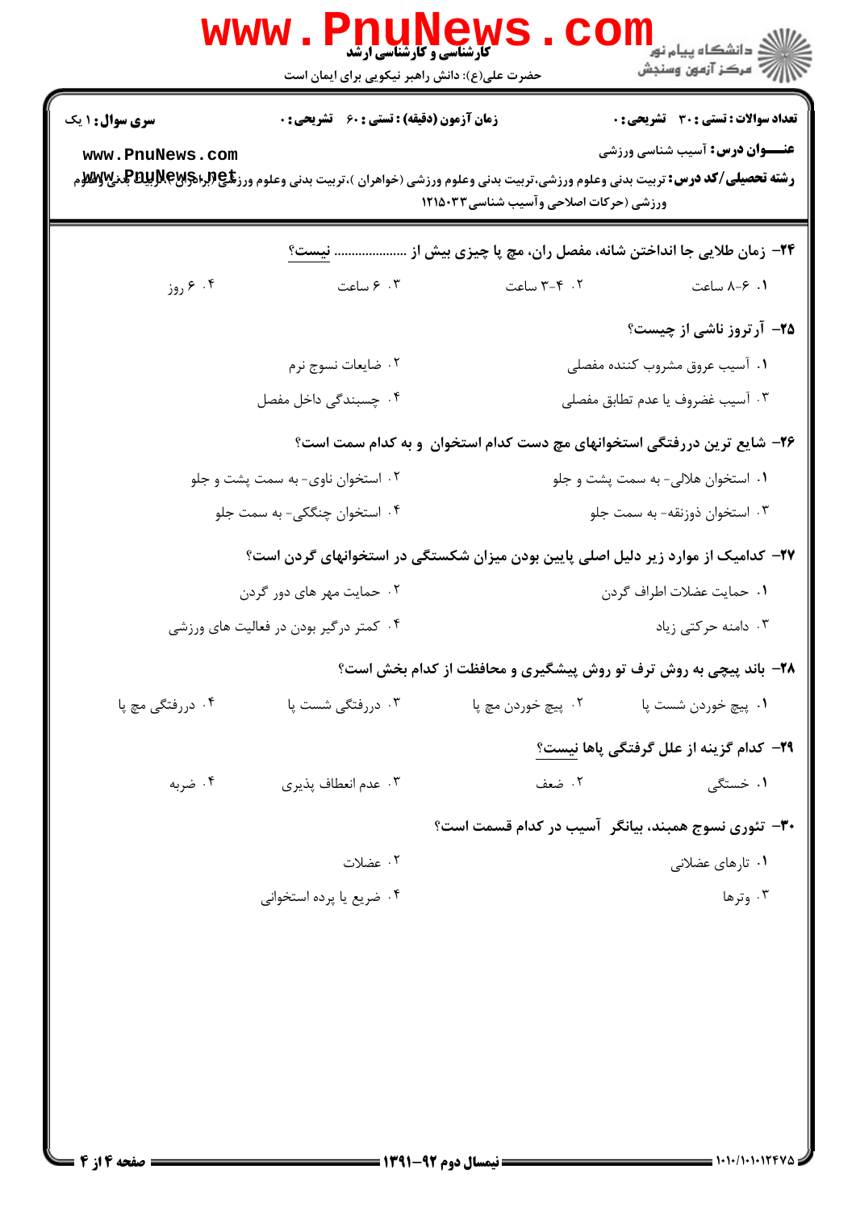۲۴- زمان طلایی جا انداختن شانه، مفصل ران، مچ پا چیزی بیش از .................... نیستـ؟

۱. ۶-۸ ساعت
۲. ۳-۴ ساعت
۳. ۶ ساعت
۴. ۶ روز

۲۵- آرتروز ناشی از چیست؟

۱. آسیب عروق مشروب کننده مفصلی
۲. ضایعات نسوج نرم
۳. آسیب غضروف یا عدم تطابق مفصلی
۴. چسبندگی داخل مفصل

۲۶- شایع ترین دررفتگی استخوانهای مچ دست کدام استخوان و به کدام سمت است؟

۱. استخوان هلالی- به سمت پشت و جلو
۲. استخوان ناوی- به سمت پشت و جلو
۳. استخوان ذوزنقه- به سمت جلو
۴. استخوان چنگکی- به سمت جلو

۲۷- کدامیک از موارد زیر دلیل اصلی پایین بودن میزان شکستگی در استخوانهای گردن است؟

۱. حمایت عضلات اطراف گردن
۲. حمایت مهر های دور گردن
۳. دامنه حرکتی زیاد
۴. کمتر درگیر بودن در فعالیت های ورزشی

۲۸- باند پیچی به روش ترف تو روش پیشگیری و محافظت از کدام بخش است؟

۱. پیچ خوردن شست پا
۲. پیچ خوردن مچ پا
۳. دررفتگی شست پا
۴. دررفتگی مچ پا

۲۹- کدام گزینه از علل گرفتگی پاها نیست؟

۱. خستگی
۲. ضعف
۳. عدم انعطاف پذیری
۴. ضربه

۳۰- تئوری نسوج همبند، بیانگر آسیب در کدام قسمت است؟

۱. تارهای عضلانی
۲. عضلات
۳. وترها
۴. ضریع یا پرده استخوانی